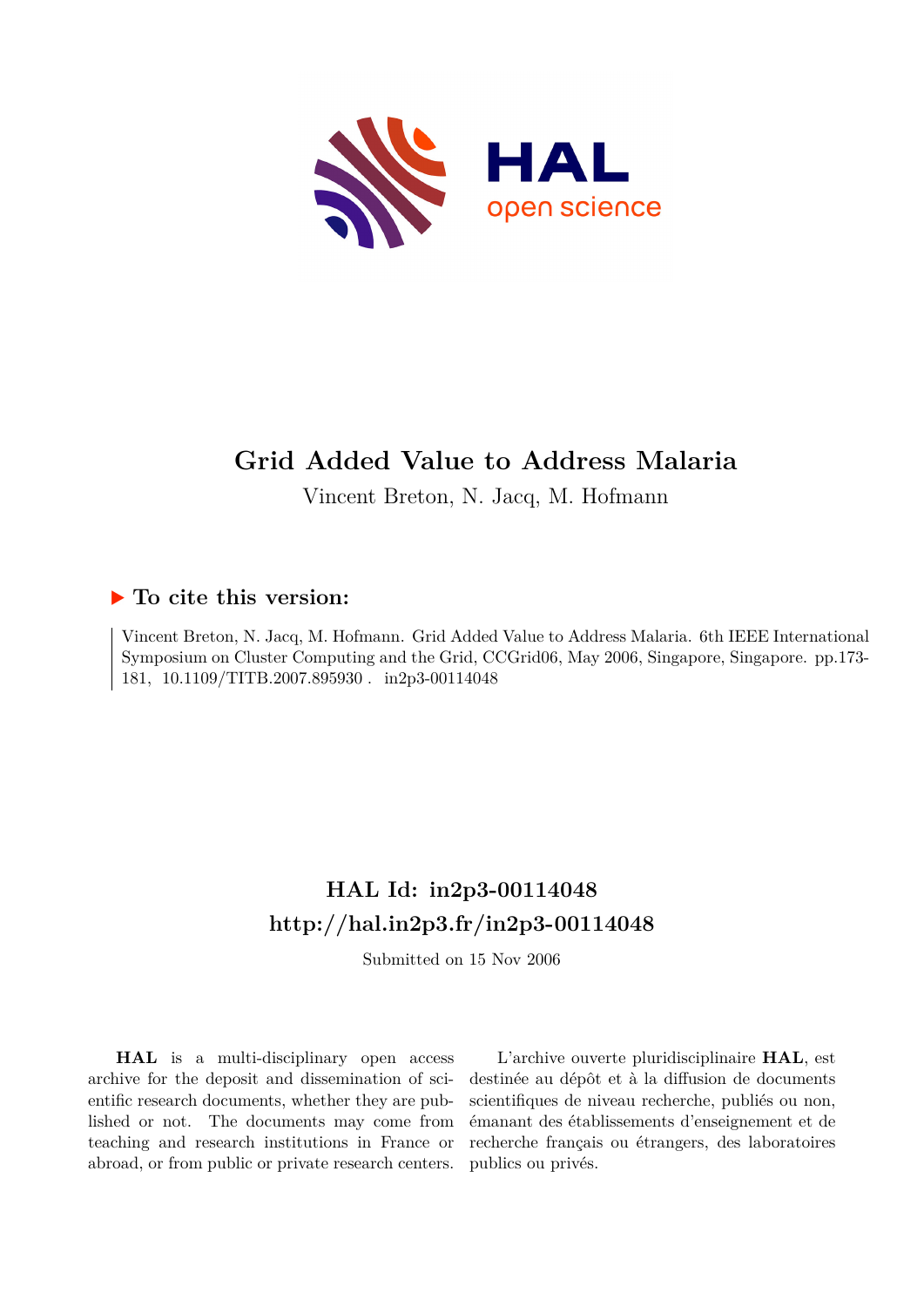# Grid Added Value to Address Malaria

Vincent Breton, N. Jacq, M. Hofmann

## ▶ To cite this version:

Vincent Breton, N. Jacq, M. Hofmann. Grid Added Value to Address Malaria. 6th IEEE International Symposium on Cluster Computing and the Grid, CCGrid06, May 2006, Singapore, Singapore. pp.173-181, 10.1109/TITB.2007.895930 . in2p3-00114048

## HAL Id: in2p3-00114048
## http://hal.in2p3.fr/in2p3-00114048

Submitted on 15 Nov 2006

**HAL** is a multi-disciplinary open access archive for the deposit and dissemination of scientific research documents, whether they are published or not. The documents may come from teaching and research institutions in France or abroad, or from public or private research centers.

L'archive ouverte pluridisciplinaire **HAL**, est destinée au dépôt et à la diffusion de documents scientifiques de niveau recherche, publiés ou non, émanant des établissements d'enseignement et de recherche français ou étrangers, des laboratoires publics ou privés.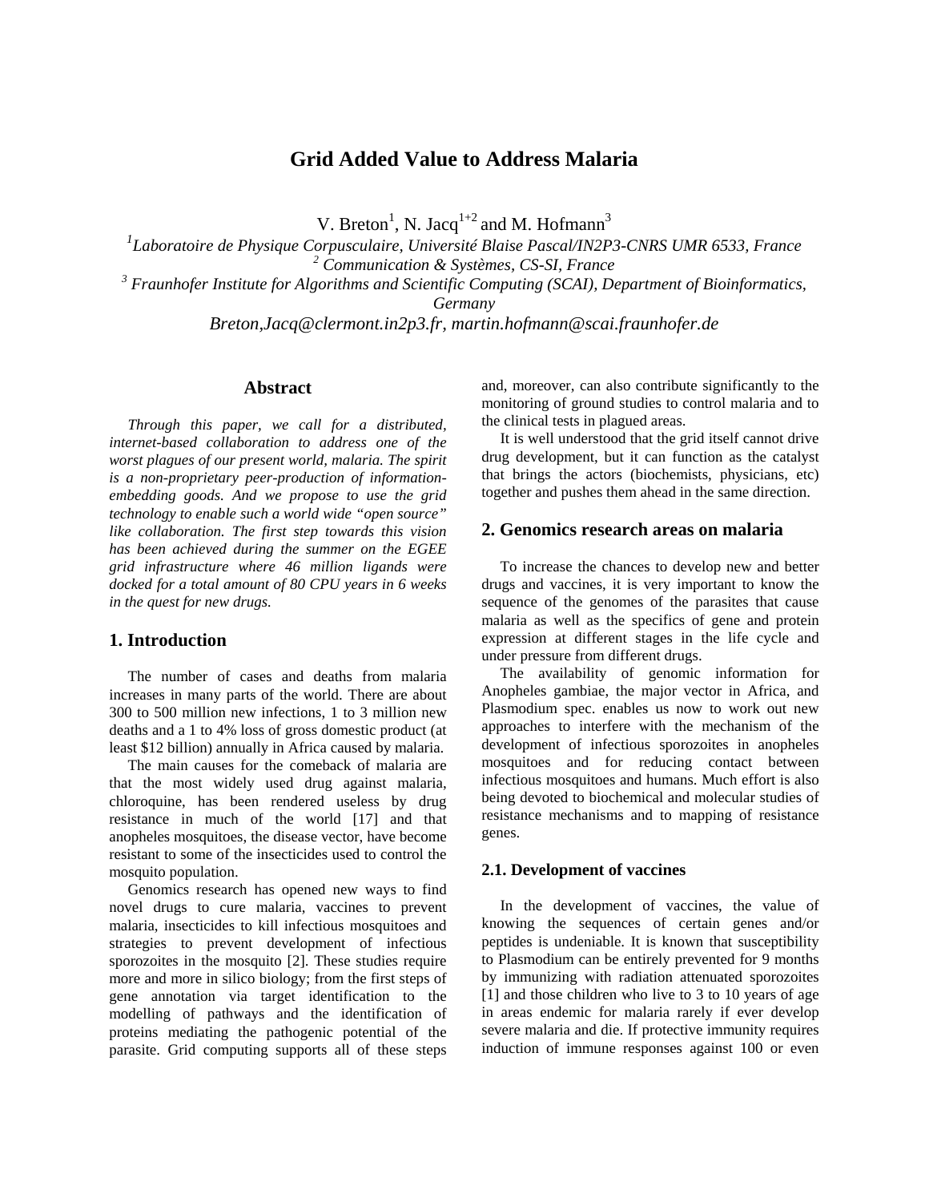# Grid Added Value to Address Malaria

V. Breton[1], N. Jacq[1+2] and M. Hofmann[3]

[1]*Laboratoire de Physique Corpusculaire, Université Blaise Pascal/IN2P3-CNRS UMR 6533, France*
[2] *Communication & Systèmes, CS-SI, France*
[3] *Fraunhofer Institute for Algorithms and Scientific Computing (SCAI), Department of Bioinformatics, Germany*
*Breton,Jacq@clermont.in2p3.fr, martin.hofmann@scai.fraunhofer.de*

## Abstract

*Through this paper, we call for a distributed, internet-based collaboration to address one of the worst plagues of our present world, malaria. The spirit is a non-proprietary peer-production of information-embedding goods. And we propose to use the grid technology to enable such a world wide "open source" like collaboration. The first step towards this vision has been achieved during the summer on the EGEE grid infrastructure where 46 million ligands were docked for a total amount of 80 CPU years in 6 weeks in the quest for new drugs.*

## 1. Introduction

The number of cases and deaths from malaria increases in many parts of the world. There are about 300 to 500 million new infections, 1 to 3 million new deaths and a 1 to 4% loss of gross domestic product (at least $12 billion) annually in Africa caused by malaria.

The main causes for the comeback of malaria are that the most widely used drug against malaria, chloroquine, has been rendered useless by drug resistance in much of the world [17] and that anopheles mosquitoes, the disease vector, have become resistant to some of the insecticides used to control the mosquito population.

Genomics research has opened new ways to find novel drugs to cure malaria, vaccines to prevent malaria, insecticides to kill infectious mosquitoes and strategies to prevent development of infectious sporozoites in the mosquito [2]. These studies require more and more in silico biology; from the first steps of gene annotation via target identification to the modelling of pathways and the identification of proteins mediating the pathogenic potential of the parasite. Grid computing supports all of these steps and, moreover, can also contribute significantly to the monitoring of ground studies to control malaria and to the clinical tests in plagued areas.

It is well understood that the grid itself cannot drive drug development, but it can function as the catalyst that brings the actors (biochemists, physicians, etc) together and pushes them ahead in the same direction.

## 2. Genomics research areas on malaria

To increase the chances to develop new and better drugs and vaccines, it is very important to know the sequence of the genomes of the parasites that cause malaria as well as the specifics of gene and protein expression at different stages in the life cycle and under pressure from different drugs.

The availability of genomic information for Anopheles gambiae, the major vector in Africa, and Plasmodium spec. enables us now to work out new approaches to interfere with the mechanism of the development of infectious sporozoites in anopheles mosquitoes and for reducing contact between infectious mosquitoes and humans. Much effort is also being devoted to biochemical and molecular studies of resistance mechanisms and to mapping of resistance genes.

### 2.1. Development of vaccines

In the development of vaccines, the value of knowing the sequences of certain genes and/or peptides is undeniable. It is known that susceptibility to Plasmodium can be entirely prevented for 9 months by immunizing with radiation attenuated sporozoites [1] and those children who live to 3 to 10 years of age in areas endemic for malaria rarely if ever develop severe malaria and die. If protective immunity requires induction of immune responses against 100 or even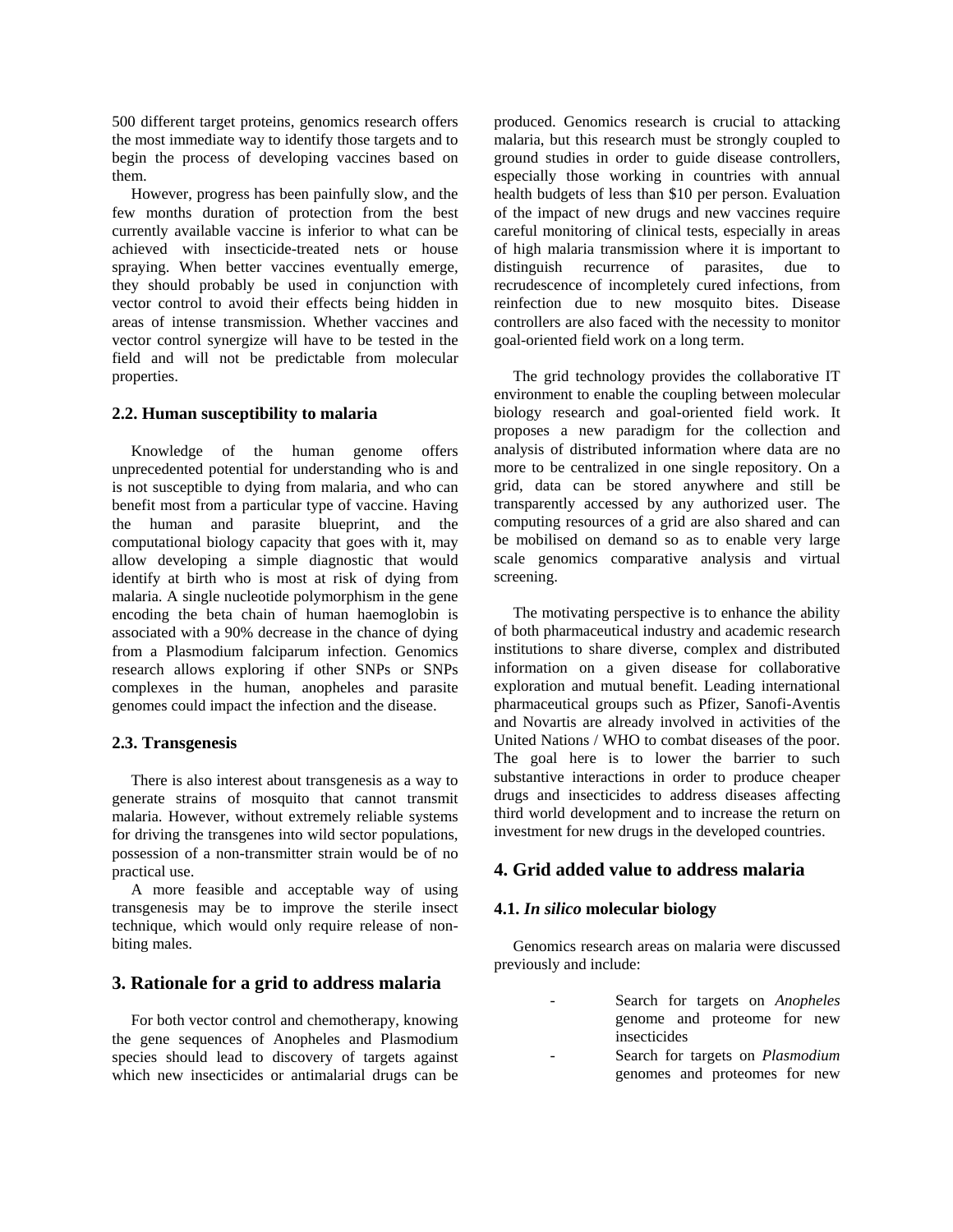500 different target proteins, genomics research offers the most immediate way to identify those targets and to begin the process of developing vaccines based on them.

However, progress has been painfully slow, and the few months duration of protection from the best currently available vaccine is inferior to what can be achieved with insecticide-treated nets or house spraying. When better vaccines eventually emerge, they should probably be used in conjunction with vector control to avoid their effects being hidden in areas of intense transmission. Whether vaccines and vector control synergize will have to be tested in the field and will not be predictable from molecular properties.

### 2.2. Human susceptibility to malaria

Knowledge of the human genome offers unprecedented potential for understanding who is and is not susceptible to dying from malaria, and who can benefit most from a particular type of vaccine. Having the human and parasite blueprint, and the computational biology capacity that goes with it, may allow developing a simple diagnostic that would identify at birth who is most at risk of dying from malaria. A single nucleotide polymorphism in the gene encoding the beta chain of human haemoglobin is associated with a 90% decrease in the chance of dying from a Plasmodium falciparum infection. Genomics research allows exploring if other SNPs or SNPs complexes in the human, anopheles and parasite genomes could impact the infection and the disease.

### 2.3. Transgenesis

There is also interest about transgenesis as a way to generate strains of mosquito that cannot transmit malaria. However, without extremely reliable systems for driving the transgenes into wild sector populations, possession of a non-transmitter strain would be of no practical use.

A more feasible and acceptable way of using transgenesis may be to improve the sterile insect technique, which would only require release of non-biting males.

## 3. Rationale for a grid to address malaria

For both vector control and chemotherapy, knowing the gene sequences of Anopheles and Plasmodium species should lead to discovery of targets against which new insecticides or antimalarial drugs can be produced. Genomics research is crucial to attacking malaria, but this research must be strongly coupled to ground studies in order to guide disease controllers, especially those working in countries with annual health budgets of less than $10 per person. Evaluation of the impact of new drugs and new vaccines require careful monitoring of clinical tests, especially in areas of high malaria transmission where it is important to distinguish recurrence of parasites, due to recrudescence of incompletely cured infections, from reinfection due to new mosquito bites. Disease controllers are also faced with the necessity to monitor goal-oriented field work on a long term.

The grid technology provides the collaborative IT environment to enable the coupling between molecular biology research and goal-oriented field work. It proposes a new paradigm for the collection and analysis of distributed information where data are no more to be centralized in one single repository. On a grid, data can be stored anywhere and still be transparently accessed by any authorized user. The computing resources of a grid are also shared and can be mobilised on demand so as to enable very large scale genomics comparative analysis and virtual screening.

The motivating perspective is to enhance the ability of both pharmaceutical industry and academic research institutions to share diverse, complex and distributed information on a given disease for collaborative exploration and mutual benefit. Leading international pharmaceutical groups such as Pfizer, Sanofi-Aventis and Novartis are already involved in activities of the United Nations / WHO to combat diseases of the poor. The goal here is to lower the barrier to such substantive interactions in order to produce cheaper drugs and insecticides to address diseases affecting third world development and to increase the return on investment for new drugs in the developed countries.

## 4. Grid added value to address malaria

### 4.1. *In silico* molecular biology

Genomics research areas on malaria were discussed previously and include:

- Search for targets on *Anopheles* genome and proteome for new insecticides
- Search for targets on *Plasmodium* genomes and proteomes for new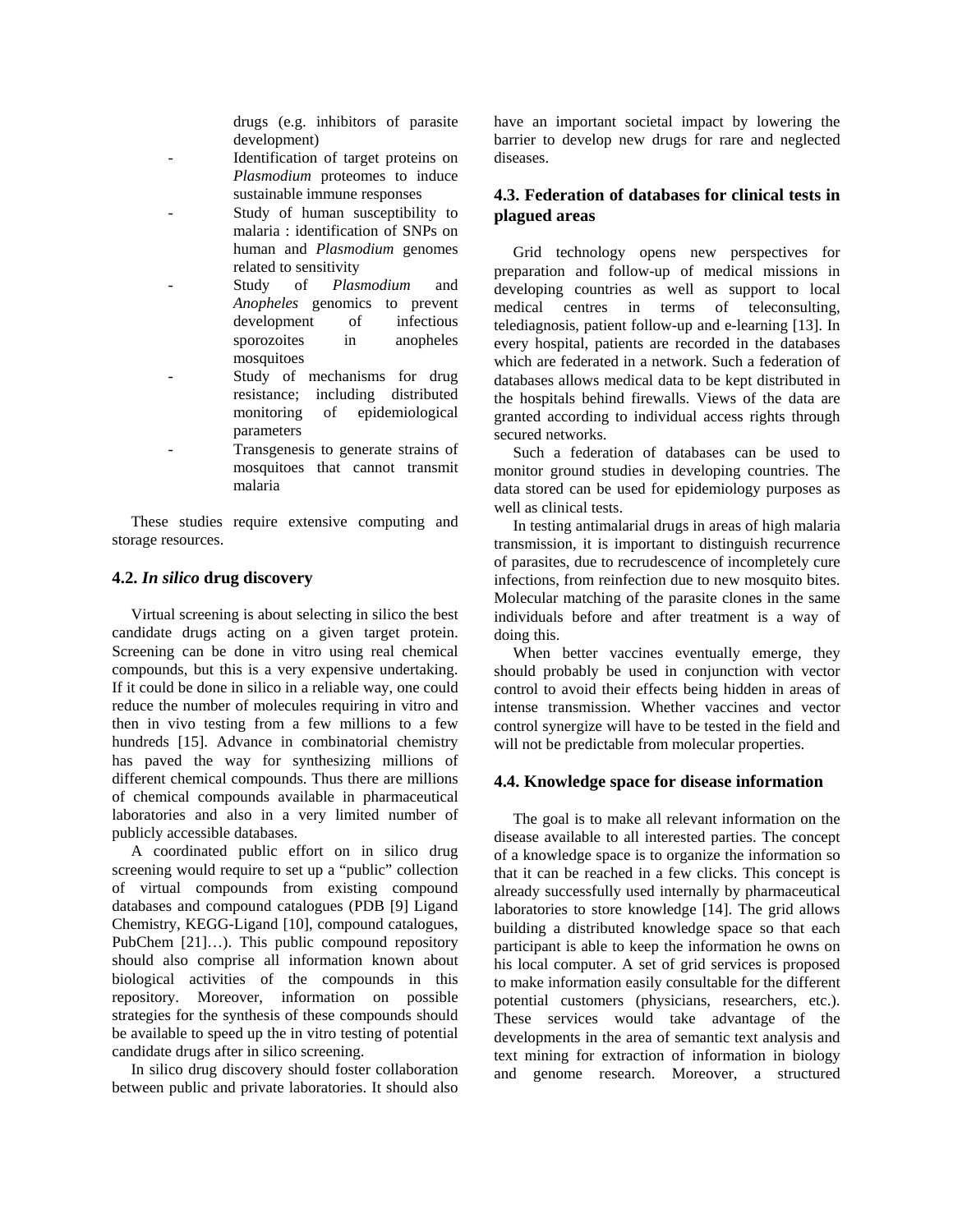drugs (e.g. inhibitors of parasite development)

- Identification of target proteins on *Plasmodium* proteomes to induce sustainable immune responses
- Study of human susceptibility to malaria : identification of SNPs on human and *Plasmodium* genomes related to sensitivity
- Study of *Plasmodium* and *Anopheles* genomics to prevent development of infectious sporozoites in anopheles mosquitoes
- Study of mechanisms for drug resistance; including distributed monitoring of epidemiological parameters
- Transgenesis to generate strains of mosquitoes that cannot transmit malaria

These studies require extensive computing and storage resources.

### 4.2. *In silico* drug discovery

Virtual screening is about selecting in silico the best candidate drugs acting on a given target protein. Screening can be done in vitro using real chemical compounds, but this is a very expensive undertaking. If it could be done in silico in a reliable way, one could reduce the number of molecules requiring in vitro and then in vivo testing from a few millions to a few hundreds [15]. Advance in combinatorial chemistry has paved the way for synthesizing millions of different chemical compounds. Thus there are millions of chemical compounds available in pharmaceutical laboratories and also in a very limited number of publicly accessible databases.

A coordinated public effort on in silico drug screening would require to set up a "public" collection of virtual compounds from existing compound databases and compound catalogues (PDB [9] Ligand Chemistry, KEGG-Ligand [10], compound catalogues, PubChem [21]…). This public compound repository should also comprise all information known about biological activities of the compounds in this repository. Moreover, information on possible strategies for the synthesis of these compounds should be available to speed up the in vitro testing of potential candidate drugs after in silico screening.

In silico drug discovery should foster collaboration between public and private laboratories. It should also have an important societal impact by lowering the barrier to develop new drugs for rare and neglected diseases.

### 4.3. Federation of databases for clinical tests in plagued areas

Grid technology opens new perspectives for preparation and follow-up of medical missions in developing countries as well as support to local medical centres in terms of teleconsulting, telediagnosis, patient follow-up and e-learning [13]. In every hospital, patients are recorded in the databases which are federated in a network. Such a federation of databases allows medical data to be kept distributed in the hospitals behind firewalls. Views of the data are granted according to individual access rights through secured networks.

Such a federation of databases can be used to monitor ground studies in developing countries. The data stored can be used for epidemiology purposes as well as clinical tests.

In testing antimalarial drugs in areas of high malaria transmission, it is important to distinguish recurrence of parasites, due to recrudescence of incompletely cure infections, from reinfection due to new mosquito bites. Molecular matching of the parasite clones in the same individuals before and after treatment is a way of doing this.

When better vaccines eventually emerge, they should probably be used in conjunction with vector control to avoid their effects being hidden in areas of intense transmission. Whether vaccines and vector control synergize will have to be tested in the field and will not be predictable from molecular properties.

### 4.4. Knowledge space for disease information

The goal is to make all relevant information on the disease available to all interested parties. The concept of a knowledge space is to organize the information so that it can be reached in a few clicks. This concept is already successfully used internally by pharmaceutical laboratories to store knowledge [14]. The grid allows building a distributed knowledge space so that each participant is able to keep the information he owns on his local computer. A set of grid services is proposed to make information easily consultable for the different potential customers (physicians, researchers, etc.). These services would take advantage of the developments in the area of semantic text analysis and text mining for extraction of information in biology and genome research. Moreover, a structured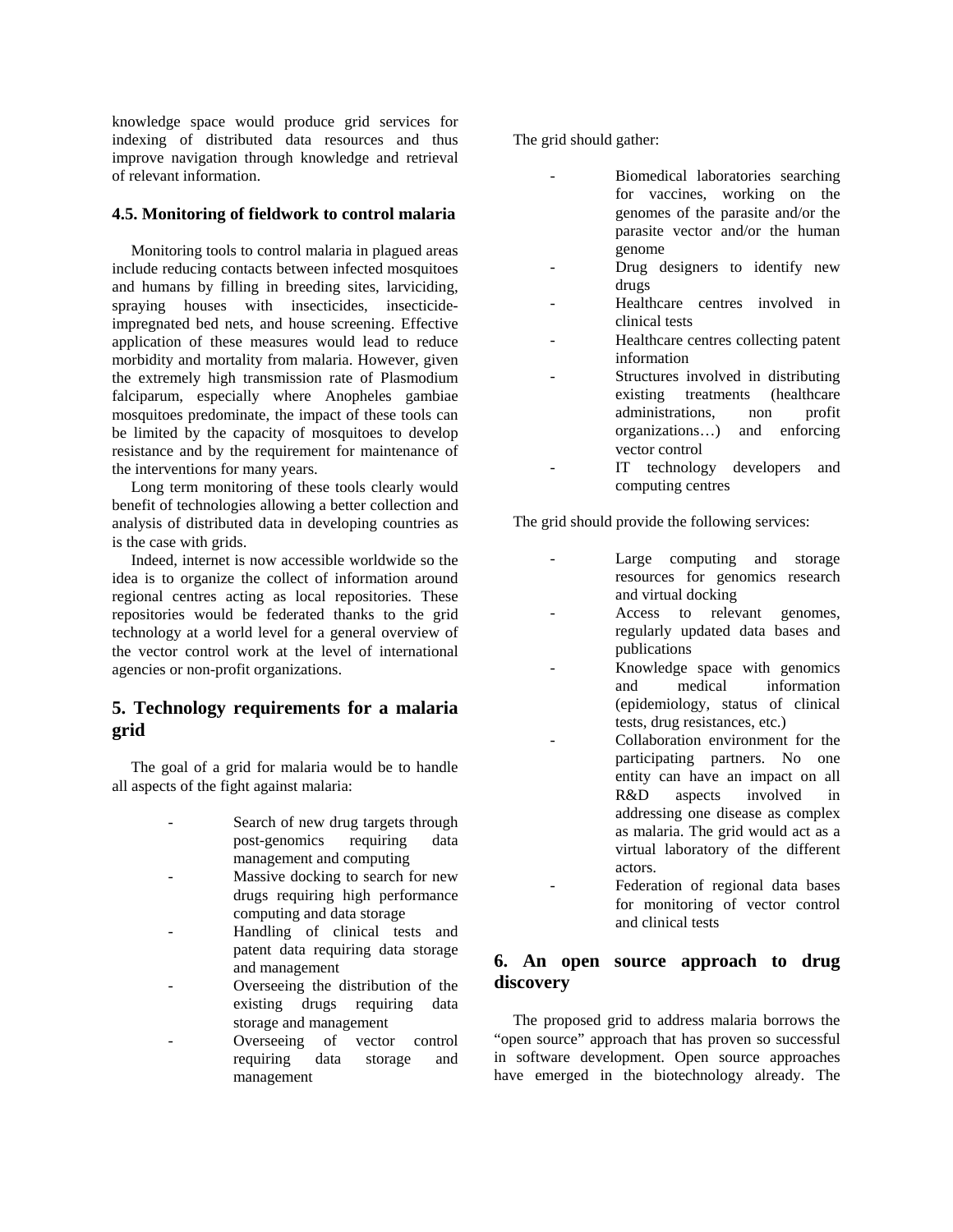knowledge space would produce grid services for indexing of distributed data resources and thus improve navigation through knowledge and retrieval of relevant information.

### 4.5. Monitoring of fieldwork to control malaria

Monitoring tools to control malaria in plagued areas include reducing contacts between infected mosquitoes and humans by filling in breeding sites, larviciding, spraying houses with insecticides, insecticide-impregnated bed nets, and house screening. Effective application of these measures would lead to reduce morbidity and mortality from malaria. However, given the extremely high transmission rate of Plasmodium falciparum, especially where Anopheles gambiae mosquitoes predominate, the impact of these tools can be limited by the capacity of mosquitoes to develop resistance and by the requirement for maintenance of the interventions for many years.

Long term monitoring of these tools clearly would benefit of technologies allowing a better collection and analysis of distributed data in developing countries as is the case with grids.

Indeed, internet is now accessible worldwide so the idea is to organize the collect of information around regional centres acting as local repositories. These repositories would be federated thanks to the grid technology at a world level for a general overview of the vector control work at the level of international agencies or non-profit organizations.

## 5. Technology requirements for a malaria grid

The goal of a grid for malaria would be to handle all aspects of the fight against malaria:

- Search of new drug targets through post-genomics requiring data management and computing
- Massive docking to search for new drugs requiring high performance computing and data storage
- Handling of clinical tests and patent data requiring data storage and management
- Overseeing the distribution of the existing drugs requiring data storage and management
- Overseeing of vector control requiring data storage and management

The grid should gather:

- Biomedical laboratories searching for vaccines, working on the genomes of the parasite and/or the parasite vector and/or the human genome
- Drug designers to identify new drugs
- Healthcare centres involved in clinical tests
- Healthcare centres collecting patent information
- Structures involved in distributing existing treatments (healthcare administrations, non profit organizations…) and enforcing vector control
- IT technology developers and computing centres

The grid should provide the following services:

- Large computing and storage resources for genomics research and virtual docking
- Access to relevant genomes, regularly updated data bases and publications
- Knowledge space with genomics and medical information (epidemiology, status of clinical tests, drug resistances, etc.)
- Collaboration environment for the participating partners. No one entity can have an impact on all R&D aspects involved in addressing one disease as complex as malaria. The grid would act as a virtual laboratory of the different actors.
- Federation of regional data bases for monitoring of vector control and clinical tests

## 6. An open source approach to drug discovery

The proposed grid to address malaria borrows the "open source" approach that has proven so successful in software development. Open source approaches have emerged in the biotechnology already. The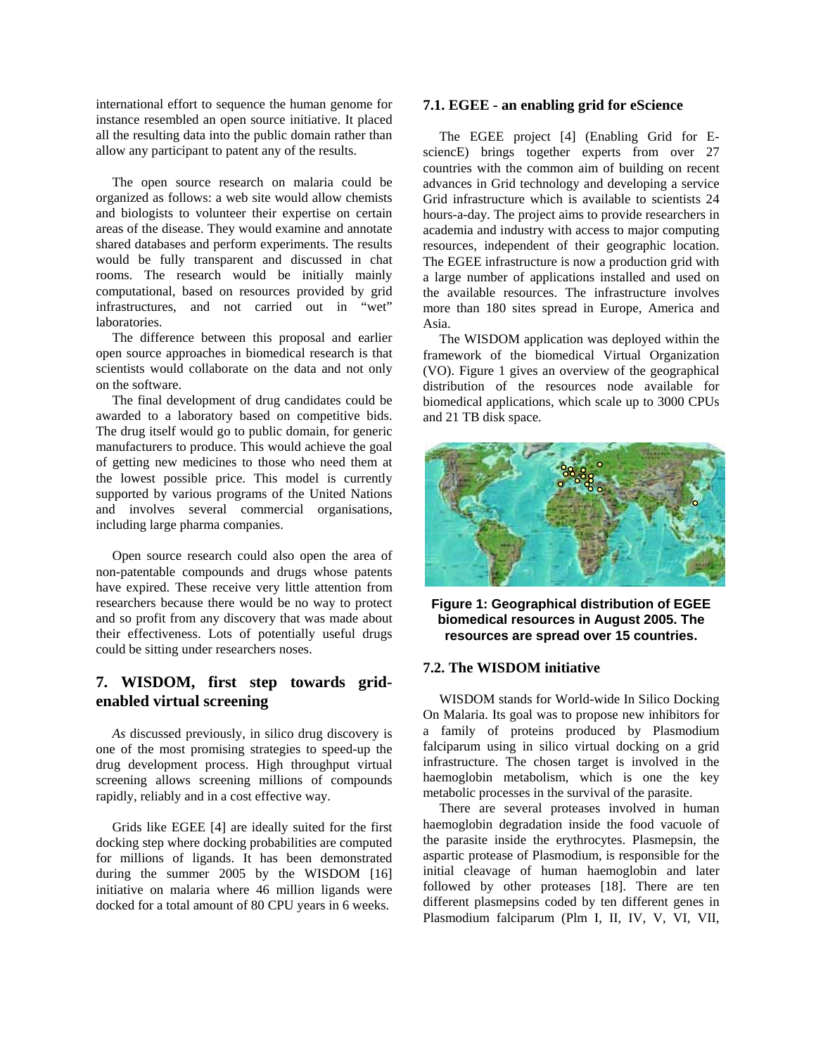international effort to sequence the human genome for instance resembled an open source initiative. It placed all the resulting data into the public domain rather than allow any participant to patent any of the results.

The open source research on malaria could be organized as follows: a web site would allow chemists and biologists to volunteer their expertise on certain areas of the disease. They would examine and annotate shared databases and perform experiments. The results would be fully transparent and discussed in chat rooms. The research would be initially mainly computational, based on resources provided by grid infrastructures, and not carried out in "wet" laboratories.

The difference between this proposal and earlier open source approaches in biomedical research is that scientists would collaborate on the data and not only on the software.

The final development of drug candidates could be awarded to a laboratory based on competitive bids. The drug itself would go to public domain, for generic manufacturers to produce. This would achieve the goal of getting new medicines to those who need them at the lowest possible price. This model is currently supported by various programs of the United Nations and involves several commercial organisations, including large pharma companies.

Open source research could also open the area of non-patentable compounds and drugs whose patents have expired. These receive very little attention from researchers because there would be no way to protect and so profit from any discovery that was made about their effectiveness. Lots of potentially useful drugs could be sitting under researchers noses.

## 7. WISDOM, first step towards grid-enabled virtual screening

*As* discussed previously, in silico drug discovery is one of the most promising strategies to speed-up the drug development process. High throughput virtual screening allows screening millions of compounds rapidly, reliably and in a cost effective way.

Grids like EGEE [4] are ideally suited for the first docking step where docking probabilities are computed for millions of ligands. It has been demonstrated during the summer 2005 by the WISDOM [16] initiative on malaria where 46 million ligands were docked for a total amount of 80 CPU years in 6 weeks.

### 7.1. EGEE - an enabling grid for eScience

The EGEE project [4] (Enabling Grid for E-sciencE) brings together experts from over 27 countries with the common aim of building on recent advances in Grid technology and developing a service Grid infrastructure which is available to scientists 24 hours-a-day. The project aims to provide researchers in academia and industry with access to major computing resources, independent of their geographic location. The EGEE infrastructure is now a production grid with a large number of applications installed and used on the available resources. The infrastructure involves more than 180 sites spread in Europe, America and Asia.

The WISDOM application was deployed within the framework of the biomedical Virtual Organization (VO). Figure 1 gives an overview of the geographical distribution of the resources node available for biomedical applications, which scale up to 3000 CPUs and 21 TB disk space.

**Figure 1: Geographical distribution of EGEE biomedical resources in August 2005. The resources are spread over 15 countries.**

### 7.2. The WISDOM initiative

WISDOM stands for World-wide In Silico Docking On Malaria. Its goal was to propose new inhibitors for a family of proteins produced by Plasmodium falciparum using in silico virtual docking on a grid infrastructure. The chosen target is involved in the haemoglobin metabolism, which is one the key metabolic processes in the survival of the parasite.

There are several proteases involved in human haemoglobin degradation inside the food vacuole of the parasite inside the erythrocytes. Plasmepsin, the aspartic protease of Plasmodium, is responsible for the initial cleavage of human haemoglobin and later followed by other proteases [18]. There are ten different plasmepsins coded by ten different genes in Plasmodium falciparum (Plm I, II, IV, V, VI, VII,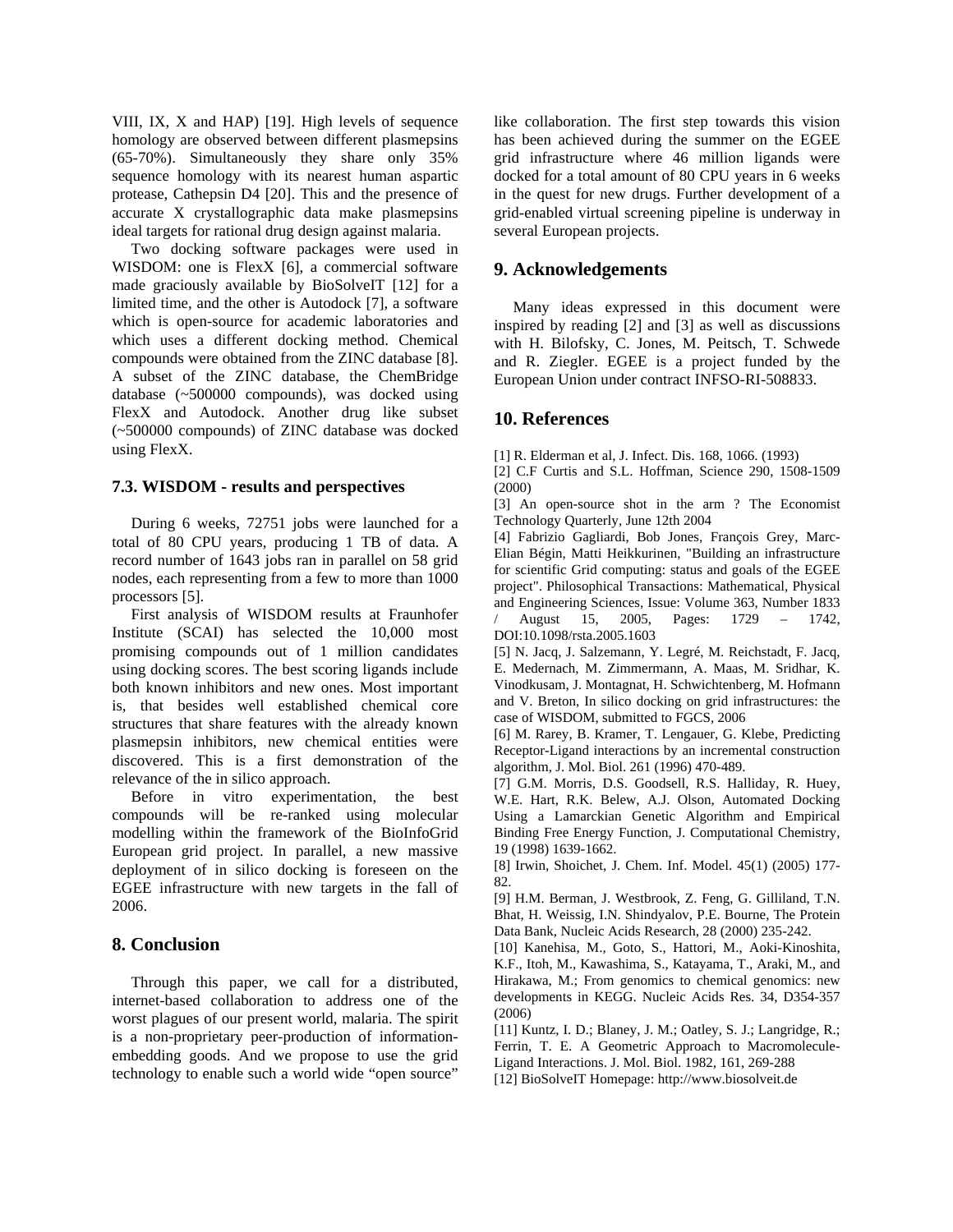VIII, IX, X and HAP) [19]. High levels of sequence homology are observed between different plasmepsins (65-70%). Simultaneously they share only 35% sequence homology with its nearest human aspartic protease, Cathepsin D4 [20]. This and the presence of accurate X crystallographic data make plasmepsins ideal targets for rational drug design against malaria.

Two docking software packages were used in WISDOM: one is FlexX [6], a commercial software made graciously available by BioSolveIT [12] for a limited time, and the other is Autodock [7], a software which is open-source for academic laboratories and which uses a different docking method. Chemical compounds were obtained from the ZINC database [8]. A subset of the ZINC database, the ChemBridge database (~500000 compounds), was docked using FlexX and Autodock. Another drug like subset (~500000 compounds) of ZINC database was docked using FlexX.

### 7.3. WISDOM - results and perspectives

During 6 weeks, 72751 jobs were launched for a total of 80 CPU years, producing 1 TB of data. A record number of 1643 jobs ran in parallel on 58 grid nodes, each representing from a few to more than 1000 processors [5].

First analysis of WISDOM results at Fraunhofer Institute (SCAI) has selected the 10,000 most promising compounds out of 1 million candidates using docking scores. The best scoring ligands include both known inhibitors and new ones. Most important is, that besides well established chemical core structures that share features with the already known plasmepsin inhibitors, new chemical entities were discovered. This is a first demonstration of the relevance of the in silico approach.

Before in vitro experimentation, the best compounds will be re-ranked using molecular modelling within the framework of the BioInfoGrid European grid project. In parallel, a new massive deployment of in silico docking is foreseen on the EGEE infrastructure with new targets in the fall of 2006.

## 8. Conclusion

Through this paper, we call for a distributed, internet-based collaboration to address one of the worst plagues of our present world, malaria. The spirit is a non-proprietary peer-production of information-embedding goods. And we propose to use the grid technology to enable such a world wide “open source” like collaboration. The first step towards this vision has been achieved during the summer on the EGEE grid infrastructure where 46 million ligands were docked for a total amount of 80 CPU years in 6 weeks in the quest for new drugs. Further development of a grid-enabled virtual screening pipeline is underway in several European projects.

## 9. Acknowledgements

Many ideas expressed in this document were inspired by reading [2] and [3] as well as discussions with H. Bilofsky, C. Jones, M. Peitsch, T. Schwede and R. Ziegler. EGEE is a project funded by the European Union under contract INFSO-RI-508833.

## 10. References

[1] R. Elderman et al, J. Infect. Dis. 168, 1066. (1993)

[2] C.F Curtis and S.L. Hoffman, Science 290, 1508-1509 (2000)

[3] An open-source shot in the arm ? The Economist Technology Quarterly, June 12th 2004

[4] Fabrizio Gagliardi, Bob Jones, François Grey, Marc-Elian Bégin, Matti Heikkurinen, "Building an infrastructure for scientific Grid computing: status and goals of the EGEE project". Philosophical Transactions: Mathematical, Physical and Engineering Sciences, Issue: Volume 363, Number 1833 / August 15, 2005, Pages: 1729 – 1742, DOI:10.1098/rsta.2005.1603

[5] N. Jacq, J. Salzemann, Y. Legré, M. Reichstadt, F. Jacq, E. Medernach, M. Zimmermann, A. Maas, M. Sridhar, K. Vinodkusam, J. Montagnat, H. Schwichtenberg, M. Hofmann and V. Breton, In silico docking on grid infrastructures: the case of WISDOM, submitted to FGCS, 2006

[6] M. Rarey, B. Kramer, T. Lengauer, G. Klebe, Predicting Receptor-Ligand interactions by an incremental construction algorithm, J. Mol. Biol. 261 (1996) 470-489.

[7] G.M. Morris, D.S. Goodsell, R.S. Halliday, R. Huey, W.E. Hart, R.K. Belew, A.J. Olson, Automated Docking Using a Lamarckian Genetic Algorithm and Empirical Binding Free Energy Function, J. Computational Chemistry, 19 (1998) 1639-1662.

[8] Irwin, Shoichet, J. Chem. Inf. Model. 45(1) (2005) 177-82.

[9] H.M. Berman, J. Westbrook, Z. Feng, G. Gilliland, T.N. Bhat, H. Weissig, I.N. Shindyalov, P.E. Bourne, The Protein Data Bank, Nucleic Acids Research, 28 (2000) 235-242.

[10] Kanehisa, M., Goto, S., Hattori, M., Aoki-Kinoshita, K.F., Itoh, M., Kawashima, S., Katayama, T., Araki, M., and Hirakawa, M.; From genomics to chemical genomics: new developments in KEGG. Nucleic Acids Res. 34, D354-357 (2006)

[11] Kuntz, I. D.; Blaney, J. M.; Oatley, S. J.; Langridge, R.; Ferrin, T. E. A Geometric Approach to Macromolecule-Ligand Interactions. J. Mol. Biol. 1982, 161, 269-288

[12] BioSolveIT Homepage: http://www.biosolveit.de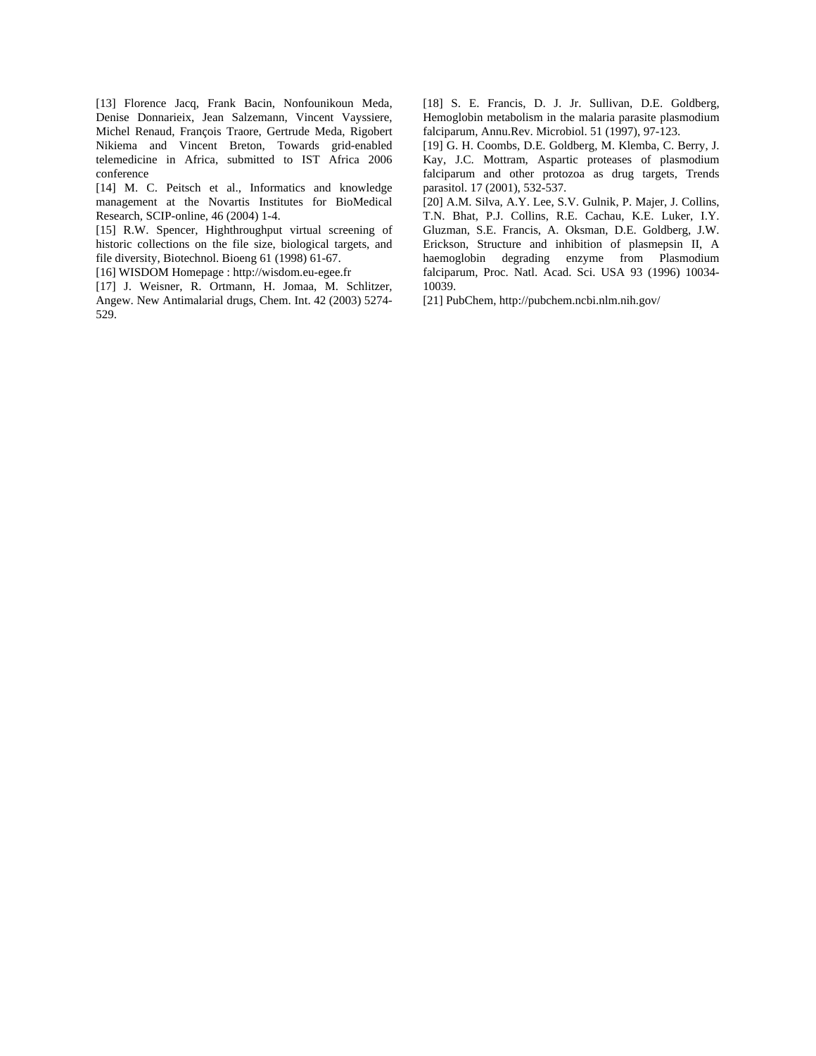[13] Florence Jacq, Frank Bacin, Nonfounikoun Meda, Denise Donnarieix, Jean Salzemann, Vincent Vayssiere, Michel Renaud, François Traore, Gertrude Meda, Rigobert Nikiema and Vincent Breton, Towards grid-enabled telemedicine in Africa, submitted to IST Africa 2006 conference

[14] M. C. Peitsch et al., Informatics and knowledge management at the Novartis Institutes for BioMedical Research, SCIP-online, 46 (2004) 1-4.

[15] R.W. Spencer, Highthroughput virtual screening of historic collections on the file size, biological targets, and file diversity, Biotechnol. Bioeng 61 (1998) 61-67.

[16] WISDOM Homepage : http://wisdom.eu-egee.fr

[17] J. Weisner, R. Ortmann, H. Jomaa, M. Schlitzer, Angew. New Antimalarial drugs, Chem. Int. 42 (2003) 5274-529.

[18] S. E. Francis, D. J. Jr. Sullivan, D.E. Goldberg, Hemoglobin metabolism in the malaria parasite plasmodium falciparum, Annu.Rev. Microbiol. 51 (1997), 97-123.

[19] G. H. Coombs, D.E. Goldberg, M. Klemba, C. Berry, J. Kay, J.C. Mottram, Aspartic proteases of plasmodium falciparum and other protozoa as drug targets, Trends parasitol. 17 (2001), 532-537.

[20] A.M. Silva, A.Y. Lee, S.V. Gulnik, P. Majer, J. Collins, T.N. Bhat, P.J. Collins, R.E. Cachau, K.E. Luker, I.Y. Gluzman, S.E. Francis, A. Oksman, D.E. Goldberg, J.W. Erickson, Structure and inhibition of plasmepsin II, A haemoglobin degrading enzyme from Plasmodium falciparum, Proc. Natl. Acad. Sci. USA 93 (1996) 10034-10039.

[21] PubChem, http://pubchem.ncbi.nlm.nih.gov/